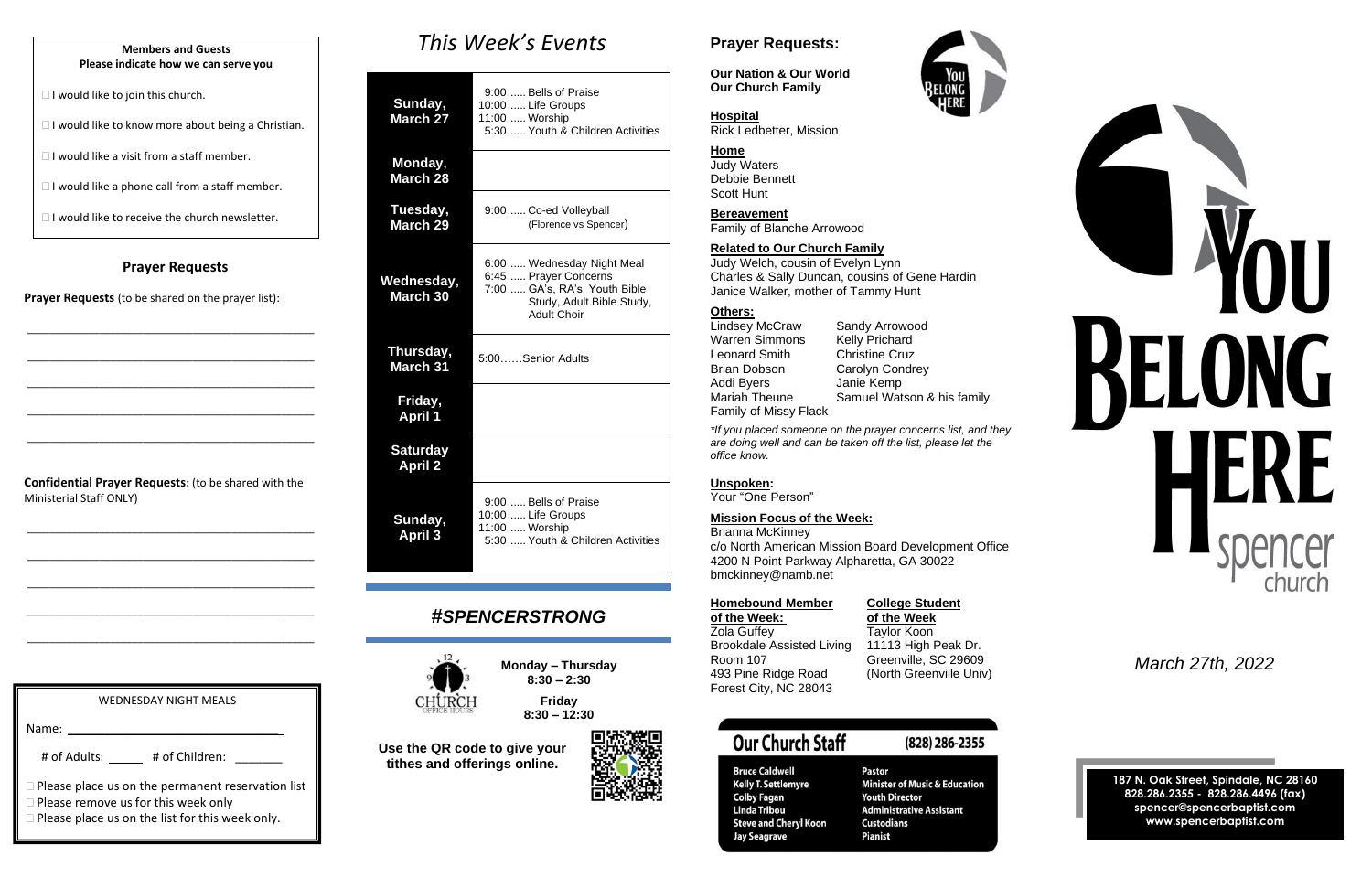**Members and Guests**
**Please indicate how we can serve you**

□ I would like to join this church.

□ I would like to know more about being a Christian.

□ I would like a visit from a staff member.

□ I would like a phone call from a staff member.

□ I would like to receive the church newsletter.

## Prayer Requests

**Prayer Requests** (to be shared on the prayer list):

_____________________________________________

_____________________________________________

_____________________________________________

_____________________________________________

_____________________________________________

**Confidential Prayer Requests:** (to be shared with the Ministerial Staff ONLY)

_____________________________________________

_____________________________________________

_____________________________________________

_____________________________________________

_____________________________________________

WEDNESDAY NIGHT MEALS

Name: ______________________________

# of Adults: _____ # of Children: _______

□ Please place us on the permanent reservation list
□ Please remove us for this week only
□ Please place us on the list for this week only.

# *This Week's Events*

| Day | Events |
|---|---|
| **Sunday, March 27** | 9:00...... Bells of Praise<br>10:00...... Life Groups<br>11:00...... Worship<br>5:30...... Youth & Children Activities |
| **Monday, March 28** | |
| **Tuesday, March 29** | 9:00...... Co-ed Volleyball (Florence vs Spencer) |
| **Wednesday, March 30** | 6:00...... Wednesday Night Meal<br>6:45...... Prayer Concerns<br>7:00...... GA's, RA's, Youth Bible Study, Adult Bible Study, Adult Choir |
| **Thursday, March 31** | 5:00……Senior Adults |
| **Friday, April 1** | |
| **Saturday April 2** | |
| **Sunday, April 3** | 9:00...... Bells of Praise<br>10:00...... Life Groups<br>11:00...... Worship<br>5:30...... Youth & Children Activities |

## *#SPENCERSTRONG*

CHURCH OFFICE HOURS

**Monday – Thursday**
**8:30 – 2:30**

**Friday**
**8:30 – 12:30**

**Use the QR code to give your tithes and offerings online.**

## Prayer Requests:

**Our Nation & Our World**
**Our Church Family**

**Hospital**
Rick Ledbetter, Mission

**Home**
Judy Waters
Debbie Bennett
Scott Hunt

**Bereavement**
Family of Blanche Arrowood

**Related to Our Church Family**
Judy Welch, cousin of Evelyn Lynn
Charles & Sally Duncan, cousins of Gene Hardin
Janice Walker, mother of Tammy Hunt

**Others:**
Lindsey McCraw
Warren Simmons
Leonard Smith
Brian Dobson
Addi Byers
Mariah Theune
Family of Missy Flack
Sandy Arrowood
Kelly Prichard
Christine Cruz
Carolyn Condrey
Janie Kemp
Samuel Watson & his family

*\*If you placed someone on the prayer concerns list, and they are doing well and can be taken off the list, please let the office know.*

**Unspoken:**
Your "One Person"

**Mission Focus of the Week:**
Brianna McKinney
c/o North American Mission Board Development Office
4200 N Point Parkway Alpharetta, GA 30022
bmckinney@namb.net

**Homebound Member of the Week:**
Zola Guffey
Brookdale Assisted Living
Room 107
493 Pine Ridge Road
Forest City, NC 28043

**College Student of the Week**
Taylor Koon
11113 High Peak Dr.
Greenville, SC 29609
(North Greenville Univ)

**Our Church Staff** (828) 286-2355

| Name | Role |
|---|---|
| Bruce Caldwell | Pastor |
| Kelly T. Settlemyre | Minister of Music & Education |
| Colby Fagan | Youth Director |
| Linda Tribou | Administrative Assistant |
| Steve and Cheryl Koon | Custodians |
| Jay Seagrave | Pianist |

# YOU BELONG HERE
spencer church

*March 27th, 2022*

**187 N. Oak Street, Spindale, NC 28160**
**828.286.2355 - 828.286.4496 (fax)**
**spencer@spencerbaptist.com**
**www.spencerbaptist.com**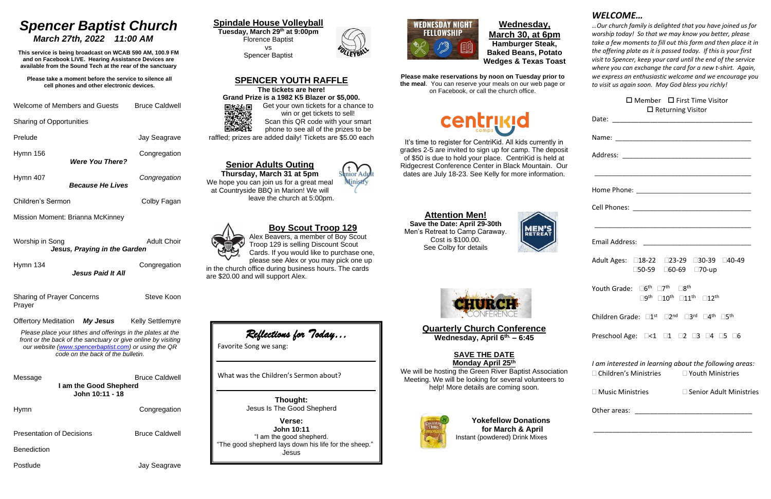# Spencer Baptist Church

*March 27th, 2022 11:00 AM*

**This service is being broadcast on WCAB 590 AM, 100.9 FM and on Facebook LIVE. Hearing Assistance Devices are available from the Sound Tech at the rear of the sanctuary**

**Please take a moment before the service to silence all cell phones and other electronic devices.**

Welcome of Members and Guests — Bruce Caldwell

Sharing of Opportunities

Prelude — Jay Seagrave

Hymn 156 — Congregation
***Were You There?***

Hymn 407 — *Congregation*
***Because He Lives***

Children's Sermon — Colby Fagan

Mission Moment: Brianna McKinney

Worship in Song — Adult Choir
***Jesus, Praying in the Garden***

Hymn 134 — Congregation
***Jesus Paid It All***

Sharing of Prayer Concerns — Steve Koon
Prayer

Offertory Meditation ***My Jesus*** — Kelly Settlemyre

*Please place your tithes and offerings in the plates at the front or the back of the sanctuary or give online by visiting our website (www.spencerbaptist.com) or using the QR code on the back of the bulletin.*

Message — Bruce Caldwell
**I am the Good Shepherd**
**John 10:11 - 18**

Hymn — Congregation

Presentation of Decisions — Bruce Caldwell

Benediction

Postlude — Jay Seagrave

---

## Spindale House Volleyball

**Tuesday, March 29th at 9:00pm**
Florence Baptist
vs
Spencer Baptist

## SPENCER YOUTH RAFFLE

**The tickets are here!**
**Grand Prize is a 1982 K5 Blazer or $5,000.**
Get your own tickets for a chance to win or get tickets to sell! Scan this QR code with your smart phone to see all of the prizes to be raffled; prizes are added daily! Tickets are $5.00 each

## Senior Adults Outing

**Thursday, March 31 at 5pm**
We hope you can join us for a great meal at Countryside BBQ in Marion! We will leave the church at 5:00pm.

## Boy Scout Troop 129

Alex Beavers, a member of Boy Scout Troop 129 is selling Discount Scout Cards. If you would like to purchase one, please see Alex or you may pick one up in the church office during business hours. The cards are $20.00 and will support Alex.

### *Reflections for Today…*

Favorite Song we sang:

What was the Children's Sermon about?

**Thought:**
Jesus Is The Good Shepherd

**Verse:**
**John 10:11**
"I am the good shepherd.
"The good shepherd lays down his life for the sheep."
Jesus

---

## Wednesday, March 30, at 6pm

**Hamburger Steak, Baked Beans, Potato Wedges & Texas Toast**

**Please make reservations by noon on Tuesday prior to the meal**. You can reserve your meals on our web page or on Facebook, or call the church office.

It's time to register for CentriKid. All kids currently in grades 2-5 are invited to sign up for camp. The deposit of $50 is due to hold your place. CentriKid is held at Ridgecrest Conference Center in Black Mountain. Our dates are July 18-23. See Kelly for more information.

## Attention Men!

**Save the Date: April 29-30th**
Men's Retreat to Camp Caraway.
Cost is $100.00.
See Colby for details

## Quarterly Church Conference

**Wednesday, April 6th – 6:45**

### SAVE THE DATE

**Monday April 25th**
We will be hosting the Green River Baptist Association Meeting. We will be looking for several volunteers to help! More details are coming soon.

**Yokefellow Donations for March & April**
Instant (powdered) Drink Mixes

---

## *WELCOME…*

*…Our church family is delighted that you have joined us for worship today! So that we may know you better, please take a few moments to fill out this form and then place it in the offering plate as it is passed today. If this is your first visit to Spencer, keep your card until the end of the service where you can exchange the card for a new t-shirt. Again, we express an enthusiastic welcome and we encourage you to visit us again soon. May God bless you richly!*

☐ Member ☐ First Time Visitor ☐ Returning Visitor

Date: ______________________

Name: ______________________

Address: ______________________

______________________

Home Phone: ______________________

Cell Phones: ______________________

______________________

Email Address: ______________________

Adult Ages: ☐18-22 ☐23-29 ☐30-39 ☐40-49 ☐50-59 ☐60-69 ☐70-up

Youth Grade: ☐6th ☐7th ☐8th ☐9th ☐10th ☐11th ☐12th

Children Grade: ☐1st ☐2nd ☐3rd ☐4th ☐5th

Preschool Age: ☐<1 ☐1 ☐2 ☐3 ☐4 ☐5 ☐6

*I am interested in learning about the following areas:*

☐ Children's Ministries ☐ Youth Ministries

☐ Music Ministries ☐ Senior Adult Ministries

Other areas: ______________________

______________________